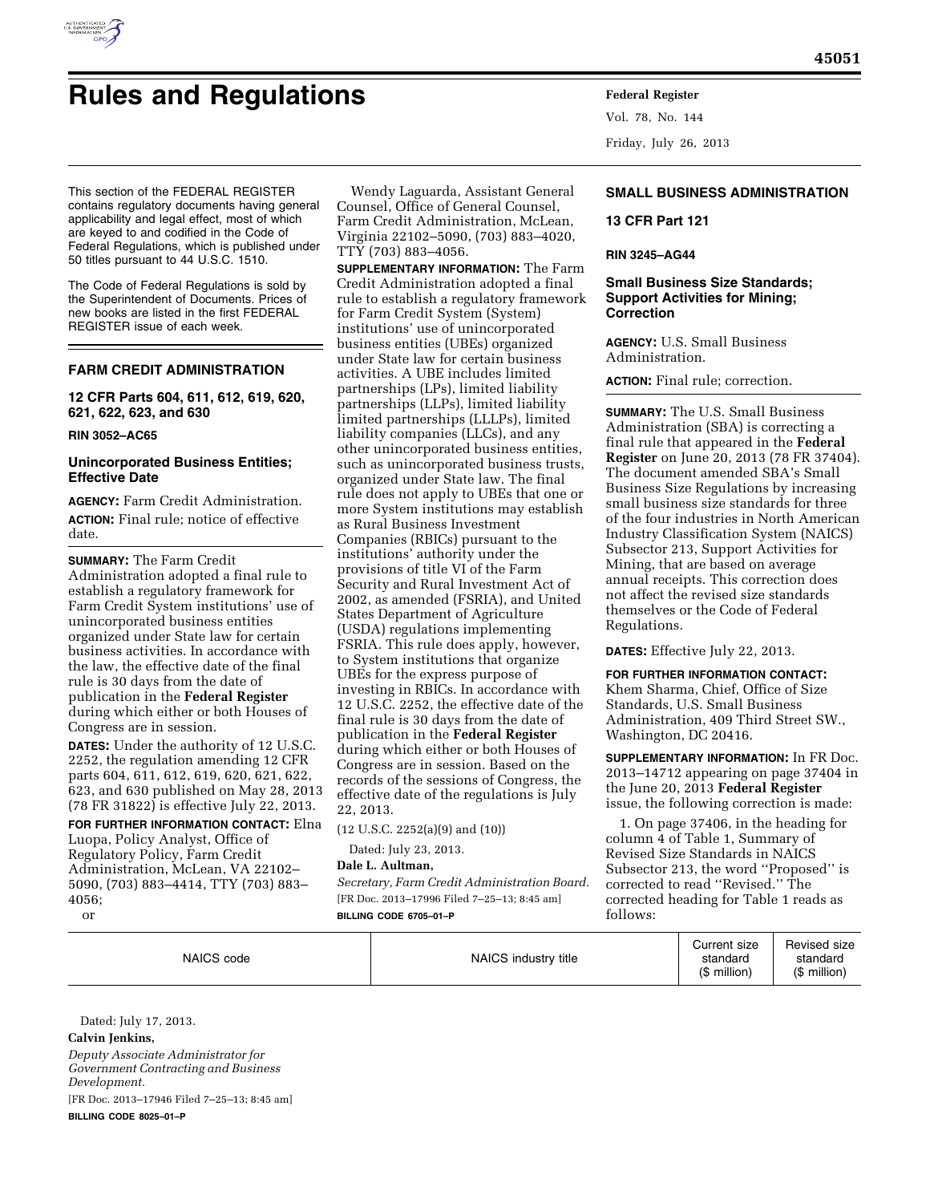# Rules and Undefined Regulations

This section of the FEDERAL REGISTER contains regulatory documents having general applicability and legal effect, most of which are keyed to and codified in the Code of Federal Regulations, which is published under 50 titles pursuant to 44 U.S.C. 1510.

The Code of Federal Regulations is sold by the Superintendent of Documents. Prices of new books are listed in the first FEDERAL REGISTER issue of each week.

## FARM CREDIT ADMINISTRATION

### 12 CFR Parts 604, 611, 612, 619, 620, 621, 622, 623, and 630

**RIN 3052–AC65**

### Unincorporated Business Entities; Effective Date

**AGENCY:** Farm Credit Administration.

**ACTION:** Final rule; notice of effective date.

**SUMMARY:** The Farm Credit Administration adopted a final rule to establish a regulatory framework for Farm Credit System institutions' use of unincorporated business entities organized under State law for certain business activities. In accordance with the law, the effective date of the final rule is 30 days from the date of publication in the **Federal Register** during which either or both Houses of Congress are in session.

**DATES:** Under the authority of 12 U.S.C. 2252, the regulation amending 12 CFR parts 604, 611, 612, 619, 620, 621, 622, 623, and 630 published on May 28, 2013 (78 FR 31822) is effective July 22, 2013.

**FOR FURTHER INFORMATION CONTACT:** Elna Luopa, Policy Analyst, Office of Regulatory Policy, Farm Credit Administration, McLean, VA 22102–5090, (703) 883–4414, TTY (703) 883–4056;

or

Wendy Laguarda, Assistant General Counsel, Office of General Counsel, Farm Credit Administration, McLean, Virginia 22102–5090, (703) 883–4020, TTY (703) 883–4056.

**SUPPLEMENTARY INFORMATION:** The Farm Credit Administration adopted a final rule to establish a regulatory framework for Farm Credit System (System) institutions' use of unincorporated business entities (UBEs) organized under State law for certain business activities. A UBE includes limited partnerships (LPs), limited liability partnerships (LLPs), limited liability limited partnerships (LLLPs), limited liability companies (LLCs), and any other unincorporated business entities, such as unincorporated business trusts, organized under State law. The final rule does not apply to UBEs that one or more System institutions may establish as Rural Business Investment Companies (RBICs) pursuant to the institutions' authority under the provisions of title VI of the Farm Security and Rural Investment Act of 2002, as amended (FSRIA), and United States Department of Agriculture (USDA) regulations implementing FSRIA. This rule does apply, however, to System institutions that organize UBEs for the express purpose of investing in RBICs. In accordance with 12 U.S.C. 2252, the effective date of the final rule is 30 days from the date of publication in the **Federal Register** during which either or both Houses of Congress are in session. Based on the records of the sessions of Congress, the effective date of the regulations is July 22, 2013.

(12 U.S.C. 2252(a)(9) and (10))

Dated: July 23, 2013.

**Dale L. Aultman,**

*Secretary, Farm Credit Administration Board.*

[FR Doc. 2013–17996 Filed 7–25–13; 8:45 am]

**BILLING CODE 6705–01–P**

## SMALL BUSINESS ADMINISTRATION

### 13 CFR Part 121

**RIN 3245–AG44**

### Small Business Size Standards; Support Activities for Mining; Correction

**AGENCY:** U.S. Small Business Administration.

**ACTION:** Final rule; correction.

**SUMMARY:** The U.S. Small Business Administration (SBA) is correcting a final rule that appeared in the **Federal Register** on June 20, 2013 (78 FR 37404). The document amended SBA's Small Business Size Regulations by increasing small business size standards for three of the four industries in North American Industry Classification System (NAICS) Subsector 213, Support Activities for Mining, that are based on average annual receipts. This correction does not affect the revised size standards themselves or the Code of Federal Regulations.

**DATES:** Effective July 22, 2013.

**FOR FURTHER INFORMATION CONTACT:** Khem Sharma, Chief, Office of Size Standards, U.S. Small Business Administration, 409 Third Street SW., Washington, DC 20416.

**SUPPLEMENTARY INFORMATION:** In FR Doc. 2013–14712 appearing on page 37404 in the June 20, 2013 **Federal Register** issue, the following correction is made:

1. On page 37406, in the heading for column 4 of Table 1, Summary of Revised Size Standards in NAICS Subsector 213, the word "Proposed" is corrected to read "Revised." The corrected heading for Table 1 reads as follows:

| NAICS code | NAICS industry title | Current size standard ($ million) | Revised size standard ($ million) |
|---|---|---|---|

Dated: July 17, 2013.

**Calvin Jenkins,**

*Deputy Associate Administrator for Government Contracting and Business Development.*

[FR Doc. 2013–17946 Filed 7–25–13; 8:45 am]

**BILLING CODE 8025–01–P**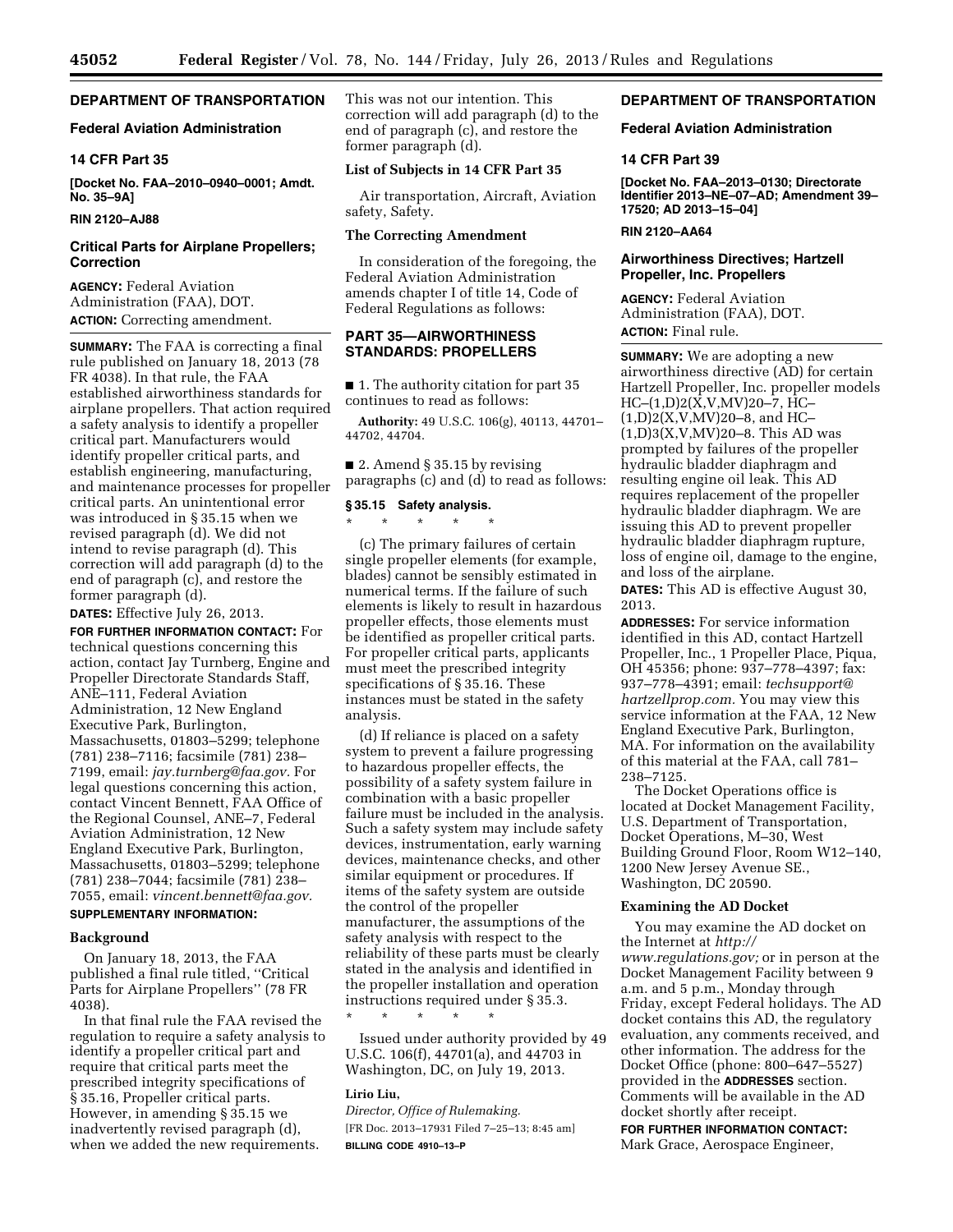## DEPARTMENT OF TRANSPORTATION

### Federal Aviation Administration

### 14 CFR Part 35

**[Docket No. FAA–2010–0940–0001; Amdt. No. 35–9A]**

**RIN 2120–AJ88**

### Critical Parts for Airplane Propellers; Correction

**AGENCY:** Federal Aviation Administration (FAA), DOT.

**ACTION:** Correcting amendment.

**SUMMARY:** The FAA is correcting a final rule published on January 18, 2013 (78 FR 4038). In that rule, the FAA established airworthiness standards for airplane propellers. That action required a safety analysis to identify a propeller critical part. Manufacturers would identify propeller critical parts, and establish engineering, manufacturing, and maintenance processes for propeller critical parts. An unintentional error was introduced in § 35.15 when we revised paragraph (d). We did not intend to revise paragraph (d). This correction will add paragraph (d) to the end of paragraph (c), and restore the former paragraph (d).

**DATES:** Effective July 26, 2013.

**FOR FURTHER INFORMATION CONTACT:** For technical questions concerning this action, contact Jay Turnberg, Engine and Propeller Directorate Standards Staff, ANE–111, Federal Aviation Administration, 12 New England Executive Park, Burlington, Massachusetts, 01803–5299; telephone (781) 238–7116; facsimile (781) 238–7199, email: *jay.turnberg@faa.gov.* For legal questions concerning this action, contact Vincent Bennett, FAA Office of the Regional Counsel, ANE–7, Federal Aviation Administration, 12 New England Executive Park, Burlington, Massachusetts, 01803–5299; telephone (781) 238–7044; facsimile (781) 238–7055, email: *vincent.bennett@faa.gov.*

**SUPPLEMENTARY INFORMATION:**

#### Background

On January 18, 2013, the FAA published a final rule titled, ''Critical Parts for Airplane Propellers'' (78 FR 4038).

In that final rule the FAA revised the regulation to require a safety analysis to identify a propeller critical part and require that critical parts meet the prescribed integrity specifications of § 35.16, Propeller critical parts. However, in amending § 35.15 we inadvertently revised paragraph (d), when we added the new requirements. This was not our intention. This correction will add paragraph (d) to the end of paragraph (c), and restore the former paragraph (d).

#### List of Subjects in 14 CFR Part 35

Air transportation, Aircraft, Aviation safety, Safety.

#### The Correcting Amendment

In consideration of the foregoing, the Federal Aviation Administration amends chapter I of title 14, Code of Federal Regulations as follows:

### PART 35—AIRWORTHINESS STANDARDS: PROPELLERS

■ 1. The authority citation for part 35 continues to read as follows:

**Authority:** 49 U.S.C. 106(g), 40113, 44701–44702, 44704.

■ 2. Amend § 35.15 by revising paragraphs (c) and (d) to read as follows:

#### § 35.15 Safety analysis.

\* \* \* \* \*

(c) The primary failures of certain single propeller elements (for example, blades) cannot be sensibly estimated in numerical terms. If the failure of such elements is likely to result in hazardous propeller effects, those elements must be identified as propeller critical parts. For propeller critical parts, applicants must meet the prescribed integrity specifications of § 35.16. These instances must be stated in the safety analysis.

(d) If reliance is placed on a safety system to prevent a failure progressing to hazardous propeller effects, the possibility of a safety system failure in combination with a basic propeller failure must be included in the analysis. Such a safety system may include safety devices, instrumentation, early warning devices, maintenance checks, and other similar equipment or procedures. If items of the safety system are outside the control of the propeller manufacturer, the assumptions of the safety analysis with respect to the reliability of these parts must be clearly stated in the analysis and identified in the propeller installation and operation instructions required under § 35.3.

\* \* \* \* \*

Issued under authority provided by 49 U.S.C. 106(f), 44701(a), and 44703 in Washington, DC, on July 19, 2013.

**Lirio Liu,**

*Director, Office of Rulemaking.*

[FR Doc. 2013–17931 Filed 7–25–13; 8:45 am]

**BILLING CODE 4910–13–P**

## DEPARTMENT OF TRANSPORTATION

### Federal Aviation Administration

### 14 CFR Part 39

**[Docket No. FAA–2013–0130; Directorate Identifier 2013–NE–07–AD; Amendment 39–17520; AD 2013–15–04]**

**RIN 2120–AA64**

### Airworthiness Directives; Hartzell Propeller, Inc. Propellers

**AGENCY:** Federal Aviation Administration (FAA), DOT.

**ACTION:** Final rule.

**SUMMARY:** We are adopting a new airworthiness directive (AD) for certain Hartzell Propeller, Inc. propeller models HC–(1,D)2(X,V,MV)20–7, HC–(1,D)2(X,V,MV)20–8, and HC–(1,D)3(X,V,MV)20–8. This AD was prompted by failures of the propeller hydraulic bladder diaphragm and resulting engine oil leak. This AD requires replacement of the propeller hydraulic bladder diaphragm. We are issuing this AD to prevent propeller hydraulic bladder diaphragm rupture, loss of engine oil, damage to the engine, and loss of the airplane.

**DATES:** This AD is effective August 30, 2013.

**ADDRESSES:** For service information identified in this AD, contact Hartzell Propeller, Inc., 1 Propeller Place, Piqua, OH 45356; phone: 937–778–4397; fax: 937–778–4391; email: *techsupport@hartzellprop.com.* You may view this service information at the FAA, 12 New England Executive Park, Burlington, MA. For information on the availability of this material at the FAA, call 781–238–7125.

The Docket Operations office is located at Docket Management Facility, U.S. Department of Transportation, Docket Operations, M–30, West Building Ground Floor, Room W12–140, 1200 New Jersey Avenue SE., Washington, DC 20590.

#### Examining the AD Docket

You may examine the AD docket on the Internet at *http://www.regulations.gov;* or in person at the Docket Management Facility between 9 a.m. and 5 p.m., Monday through Friday, except Federal holidays. The AD docket contains this AD, the regulatory evaluation, any comments received, and other information. The address for the Docket Office (phone: 800–647–5527) provided in the **ADDRESSES** section. Comments will be available in the AD docket shortly after receipt.

**FOR FURTHER INFORMATION CONTACT:** Mark Grace, Aerospace Engineer,